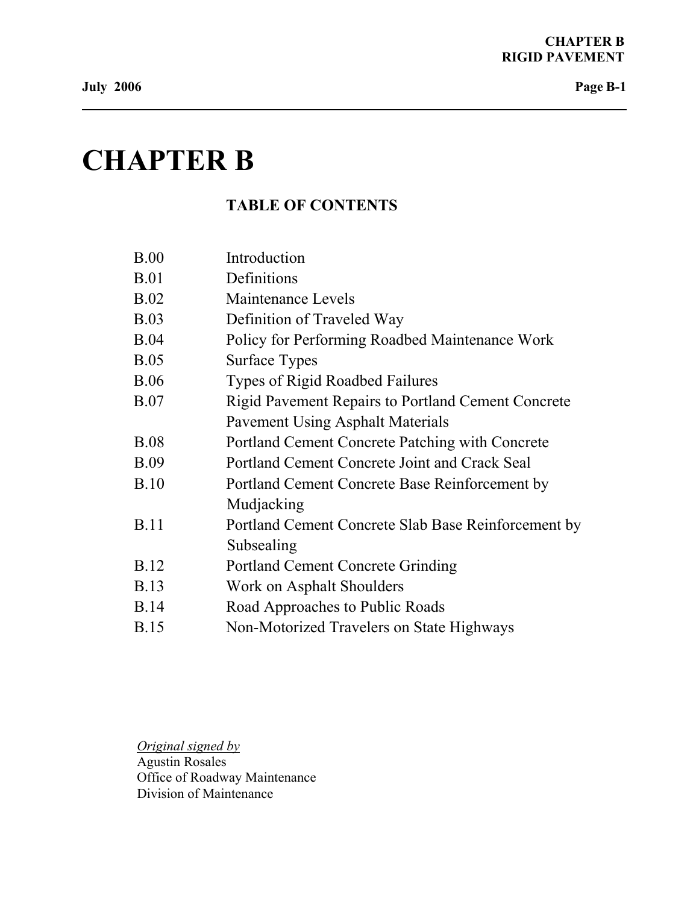# CHAPTER B

## TABLE OF CONTENTS

| | |
|---|---|
| B.00 | Introduction |
| B.01 | Definitions |
| B.02 | Maintenance Levels |
| B.03 | Definition of Traveled Way |
| B.04 | Policy for Performing Roadbed Maintenance Work |
| B.05 | Surface Types |
| B.06 | Types of Rigid Roadbed Failures |
| B.07 | Rigid Pavement Repairs to Portland Cement Concrete Pavement Using Asphalt Materials |
| B.08 | Portland Cement Concrete Patching with Concrete |
| B.09 | Portland Cement Concrete Joint and Crack Seal |
| B.10 | Portland Cement Concrete Base Reinforcement by Mudjacking |
| B.11 | Portland Cement Concrete Slab Base Reinforcement by Subsealing |
| B.12 | Portland Cement Concrete Grinding |
| B.13 | Work on Asphalt Shoulders |
| B.14 | Road Approaches to Public Roads |
| B.15 | Non-Motorized Travelers on State Highways |

*Original signed by*
Agustin Rosales
Office of Roadway Maintenance
Division of Maintenance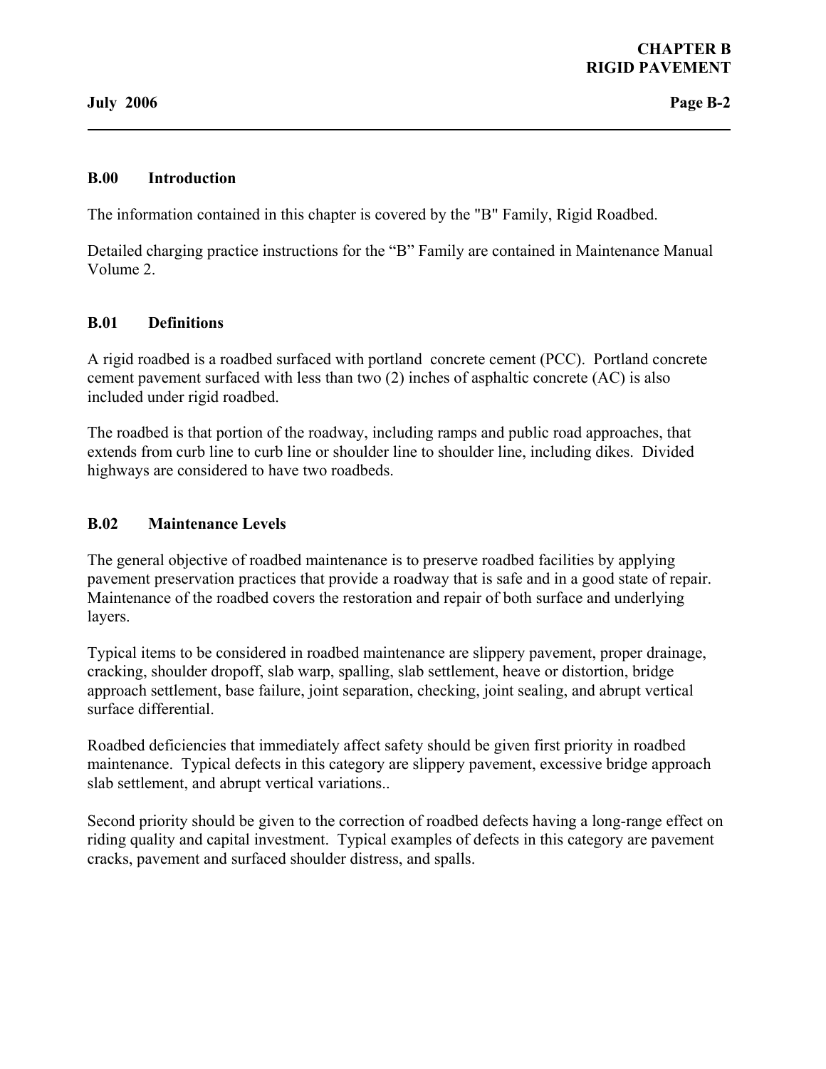## B.00 Introduction

The information contained in this chapter is covered by the "B" Family, Rigid Roadbed.

Detailed charging practice instructions for the “B” Family are contained in Maintenance Manual Volume 2.

## B.01 Definitions

A rigid roadbed is a roadbed surfaced with portland concrete cement (PCC). Portland concrete cement pavement surfaced with less than two (2) inches of asphaltic concrete (AC) is also included under rigid roadbed.

The roadbed is that portion of the roadway, including ramps and public road approaches, that extends from curb line to curb line or shoulder line to shoulder line, including dikes. Divided highways are considered to have two roadbeds.

## B.02 Maintenance Levels

The general objective of roadbed maintenance is to preserve roadbed facilities by applying pavement preservation practices that provide a roadway that is safe and in a good state of repair. Maintenance of the roadbed covers the restoration and repair of both surface and underlying layers.

Typical items to be considered in roadbed maintenance are slippery pavement, proper drainage, cracking, shoulder dropoff, slab warp, spalling, slab settlement, heave or distortion, bridge approach settlement, base failure, joint separation, checking, joint sealing, and abrupt vertical surface differential.

Roadbed deficiencies that immediately affect safety should be given first priority in roadbed maintenance. Typical defects in this category are slippery pavement, excessive bridge approach slab settlement, and abrupt vertical variations..

Second priority should be given to the correction of roadbed defects having a long-range effect on riding quality and capital investment. Typical examples of defects in this category are pavement cracks, pavement and surfaced shoulder distress, and spalls.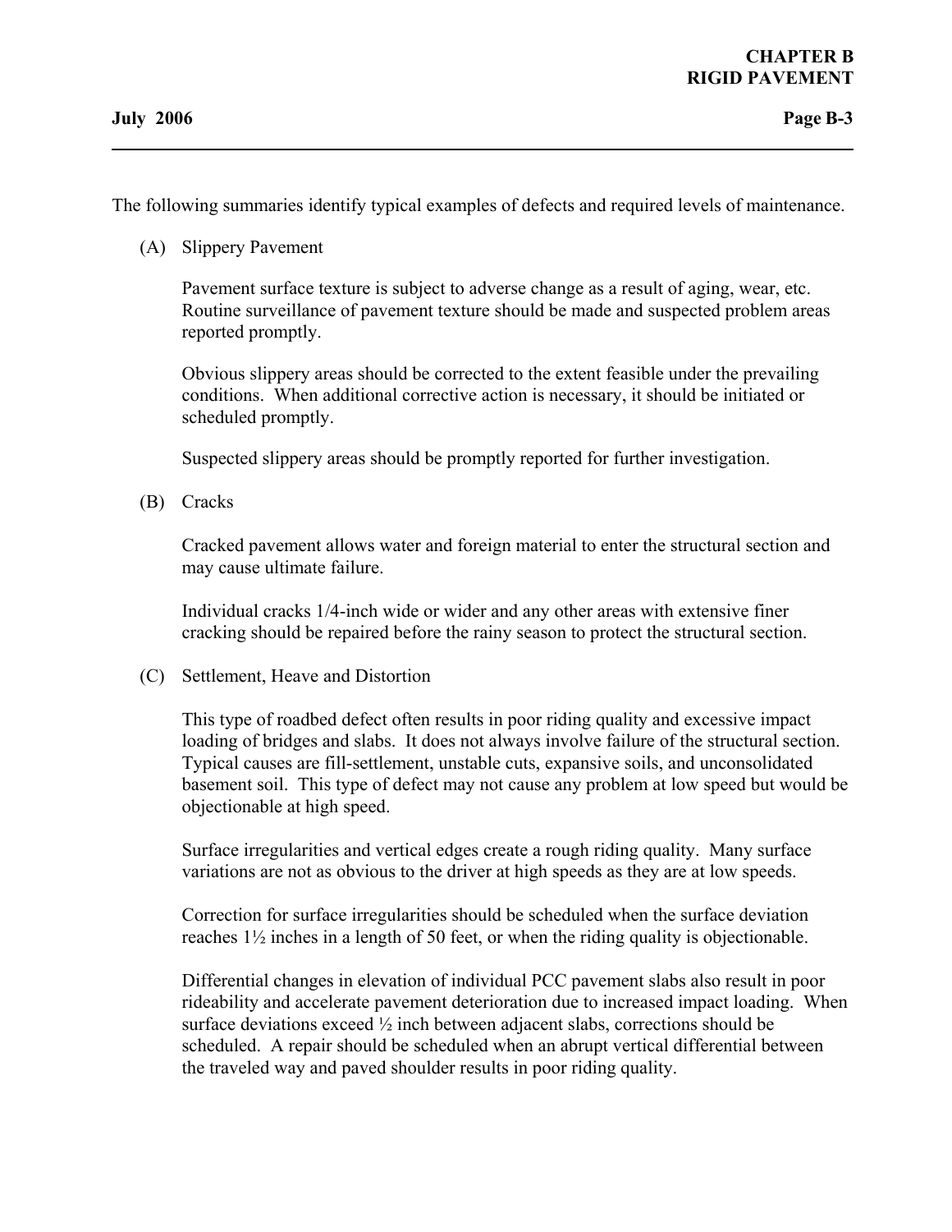The following summaries identify typical examples of defects and required levels of maintenance.

(A) Slippery Pavement

Pavement surface texture is subject to adverse change as a result of aging, wear, etc. Routine surveillance of pavement texture should be made and suspected problem areas reported promptly.

Obvious slippery areas should be corrected to the extent feasible under the prevailing conditions. When additional corrective action is necessary, it should be initiated or scheduled promptly.

Suspected slippery areas should be promptly reported for further investigation.

(B) Cracks

Cracked pavement allows water and foreign material to enter the structural section and may cause ultimate failure.

Individual cracks 1/4-inch wide or wider and any other areas with extensive finer cracking should be repaired before the rainy season to protect the structural section.

(C) Settlement, Heave and Distortion

This type of roadbed defect often results in poor riding quality and excessive impact loading of bridges and slabs. It does not always involve failure of the structural section. Typical causes are fill-settlement, unstable cuts, expansive soils, and unconsolidated basement soil. This type of defect may not cause any problem at low speed but would be objectionable at high speed.

Surface irregularities and vertical edges create a rough riding quality. Many surface variations are not as obvious to the driver at high speeds as they are at low speeds.

Correction for surface irregularities should be scheduled when the surface deviation reaches 1½ inches in a length of 50 feet, or when the riding quality is objectionable.

Differential changes in elevation of individual PCC pavement slabs also result in poor rideability and accelerate pavement deterioration due to increased impact loading. When surface deviations exceed ½ inch between adjacent slabs, corrections should be scheduled. A repair should be scheduled when an abrupt vertical differential between the traveled way and paved shoulder results in poor riding quality.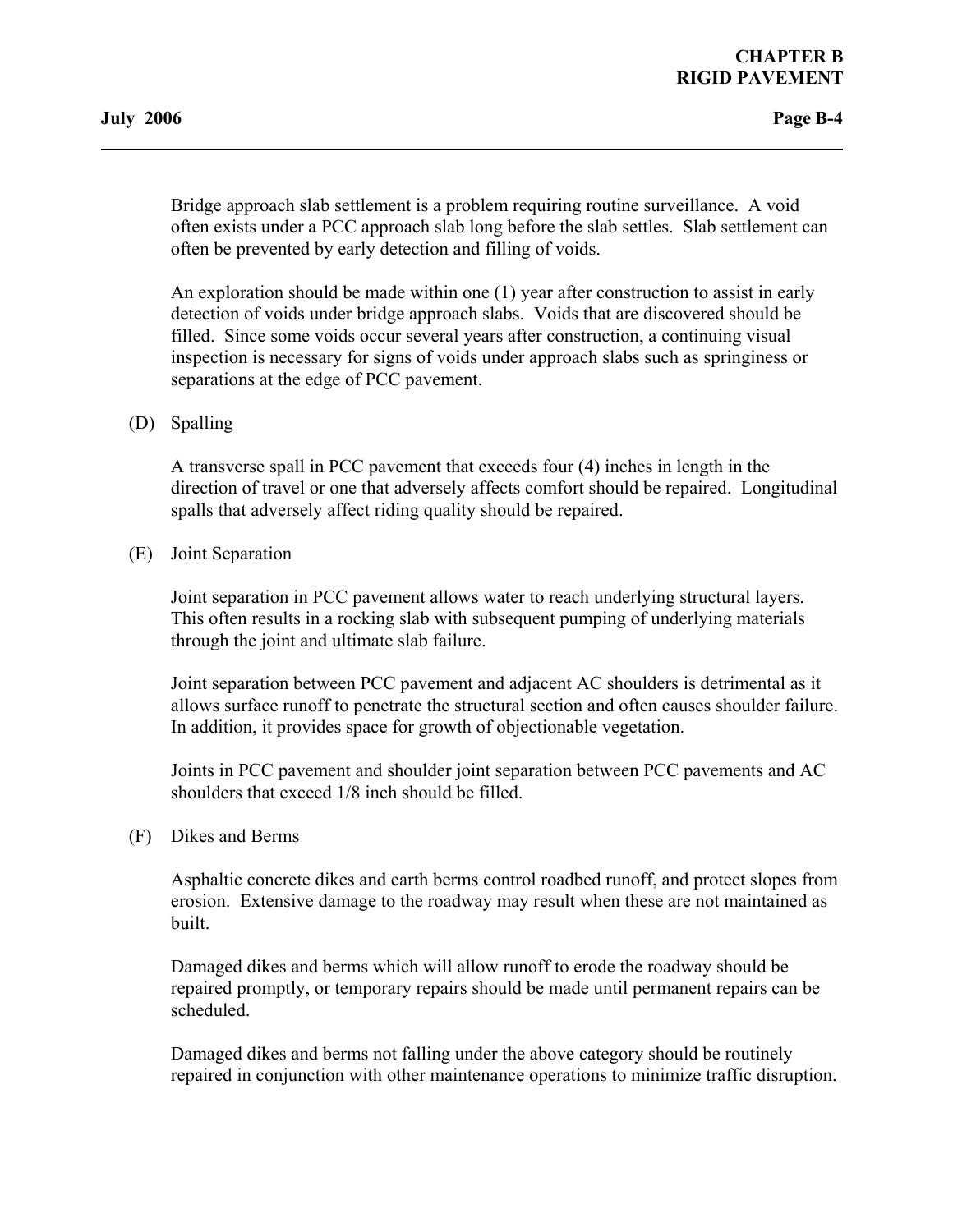Bridge approach slab settlement is a problem requiring routine surveillance. A void often exists under a PCC approach slab long before the slab settles. Slab settlement can often be prevented by early detection and filling of voids.

An exploration should be made within one (1) year after construction to assist in early detection of voids under bridge approach slabs. Voids that are discovered should be filled. Since some voids occur several years after construction, a continuing visual inspection is necessary for signs of voids under approach slabs such as springiness or separations at the edge of PCC pavement.

(D) Spalling

A transverse spall in PCC pavement that exceeds four (4) inches in length in the direction of travel or one that adversely affects comfort should be repaired. Longitudinal spalls that adversely affect riding quality should be repaired.

(E) Joint Separation

Joint separation in PCC pavement allows water to reach underlying structural layers. This often results in a rocking slab with subsequent pumping of underlying materials through the joint and ultimate slab failure.

Joint separation between PCC pavement and adjacent AC shoulders is detrimental as it allows surface runoff to penetrate the structural section and often causes shoulder failure. In addition, it provides space for growth of objectionable vegetation.

Joints in PCC pavement and shoulder joint separation between PCC pavements and AC shoulders that exceed 1/8 inch should be filled.

(F) Dikes and Berms

Asphaltic concrete dikes and earth berms control roadbed runoff, and protect slopes from erosion. Extensive damage to the roadway may result when these are not maintained as built.

Damaged dikes and berms which will allow runoff to erode the roadway should be repaired promptly, or temporary repairs should be made until permanent repairs can be scheduled.

Damaged dikes and berms not falling under the above category should be routinely repaired in conjunction with other maintenance operations to minimize traffic disruption.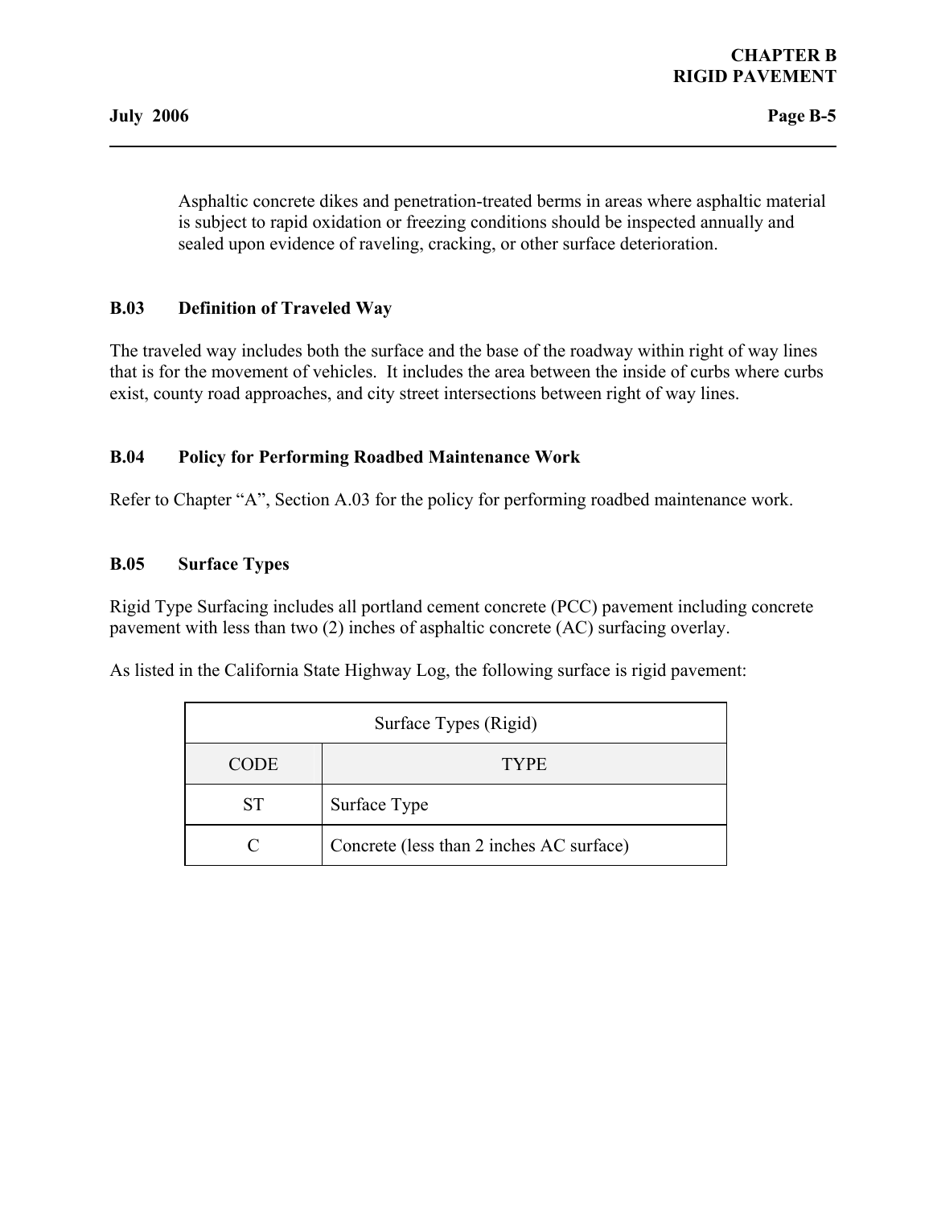Asphaltic concrete dikes and penetration-treated berms in areas where asphaltic material is subject to rapid oxidation or freezing conditions should be inspected annually and sealed upon evidence of raveling, cracking, or other surface deterioration.

## B.03 Definition of Traveled Way

The traveled way includes both the surface and the base of the roadway within right of way lines that is for the movement of vehicles. It includes the area between the inside of curbs where curbs exist, county road approaches, and city street intersections between right of way lines.

## B.04 Policy for Performing Roadbed Maintenance Work

Refer to Chapter "A", Section A.03 for the policy for performing roadbed maintenance work.

## B.05 Surface Types

Rigid Type Surfacing includes all portland cement concrete (PCC) pavement including concrete pavement with less than two (2) inches of asphaltic concrete (AC) surfacing overlay.

As listed in the California State Highway Log, the following surface is rigid pavement:

| Surface Types (Rigid) | |
|---|---|
| CODE | TYPE |
| ST | Surface Type |
| C | Concrete (less than 2 inches AC surface) |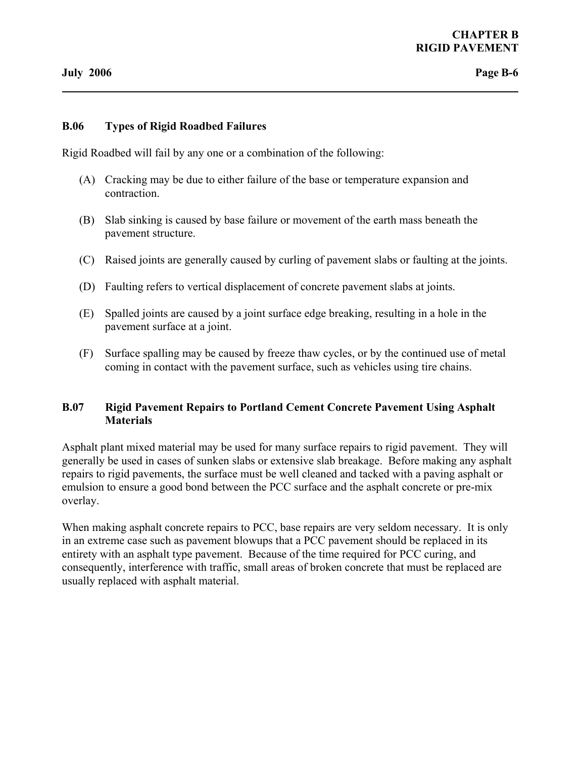## B.06 Types of Rigid Roadbed Failures

Rigid Roadbed will fail by any one or a combination of the following:

(A) Cracking may be due to either failure of the base or temperature expansion and contraction.

(B) Slab sinking is caused by base failure or movement of the earth mass beneath the pavement structure.

(C) Raised joints are generally caused by curling of pavement slabs or faulting at the joints.

(D) Faulting refers to vertical displacement of concrete pavement slabs at joints.

(E) Spalled joints are caused by a joint surface edge breaking, resulting in a hole in the pavement surface at a joint.

(F) Surface spalling may be caused by freeze thaw cycles, or by the continued use of metal coming in contact with the pavement surface, such as vehicles using tire chains.

## B.07 Rigid Pavement Repairs to Portland Cement Concrete Pavement Using Asphalt Materials

Asphalt plant mixed material may be used for many surface repairs to rigid pavement. They will generally be used in cases of sunken slabs or extensive slab breakage. Before making any asphalt repairs to rigid pavements, the surface must be well cleaned and tacked with a paving asphalt or emulsion to ensure a good bond between the PCC surface and the asphalt concrete or pre-mix overlay.

When making asphalt concrete repairs to PCC, base repairs are very seldom necessary. It is only in an extreme case such as pavement blowups that a PCC pavement should be replaced in its entirety with an asphalt type pavement. Because of the time required for PCC curing, and consequently, interference with traffic, small areas of broken concrete that must be replaced are usually replaced with asphalt material.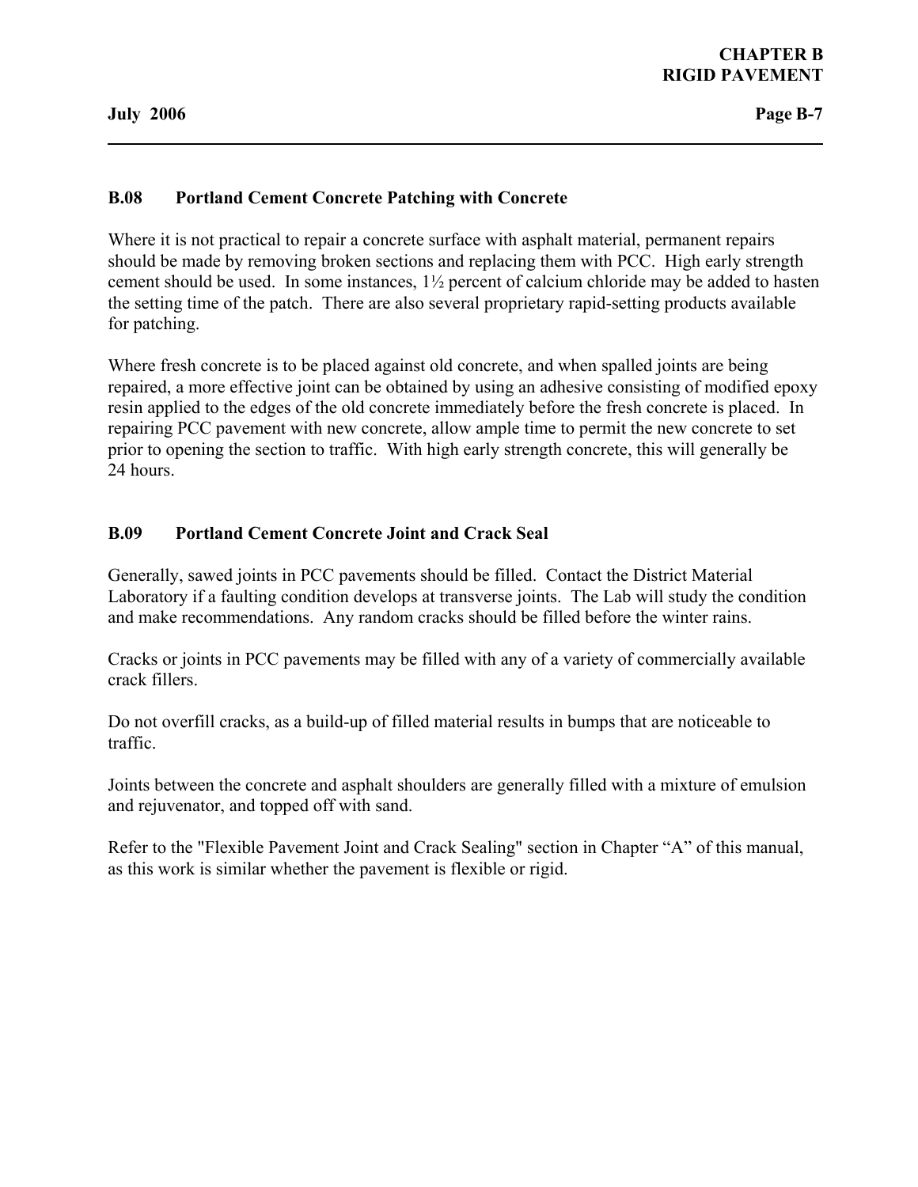## B.08 Portland Cement Concrete Patching with Concrete

Where it is not practical to repair a concrete surface with asphalt material, permanent repairs should be made by removing broken sections and replacing them with PCC. High early strength cement should be used. In some instances, 1½ percent of calcium chloride may be added to hasten the setting time of the patch. There are also several proprietary rapid-setting products available for patching.

Where fresh concrete is to be placed against old concrete, and when spalled joints are being repaired, a more effective joint can be obtained by using an adhesive consisting of modified epoxy resin applied to the edges of the old concrete immediately before the fresh concrete is placed. In repairing PCC pavement with new concrete, allow ample time to permit the new concrete to set prior to opening the section to traffic. With high early strength concrete, this will generally be 24 hours.

## B.09 Portland Cement Concrete Joint and Crack Seal

Generally, sawed joints in PCC pavements should be filled. Contact the District Material Laboratory if a faulting condition develops at transverse joints. The Lab will study the condition and make recommendations. Any random cracks should be filled before the winter rains.

Cracks or joints in PCC pavements may be filled with any of a variety of commercially available crack fillers.

Do not overfill cracks, as a build-up of filled material results in bumps that are noticeable to traffic.

Joints between the concrete and asphalt shoulders are generally filled with a mixture of emulsion and rejuvenator, and topped off with sand.

Refer to the "Flexible Pavement Joint and Crack Sealing" section in Chapter "A" of this manual, as this work is similar whether the pavement is flexible or rigid.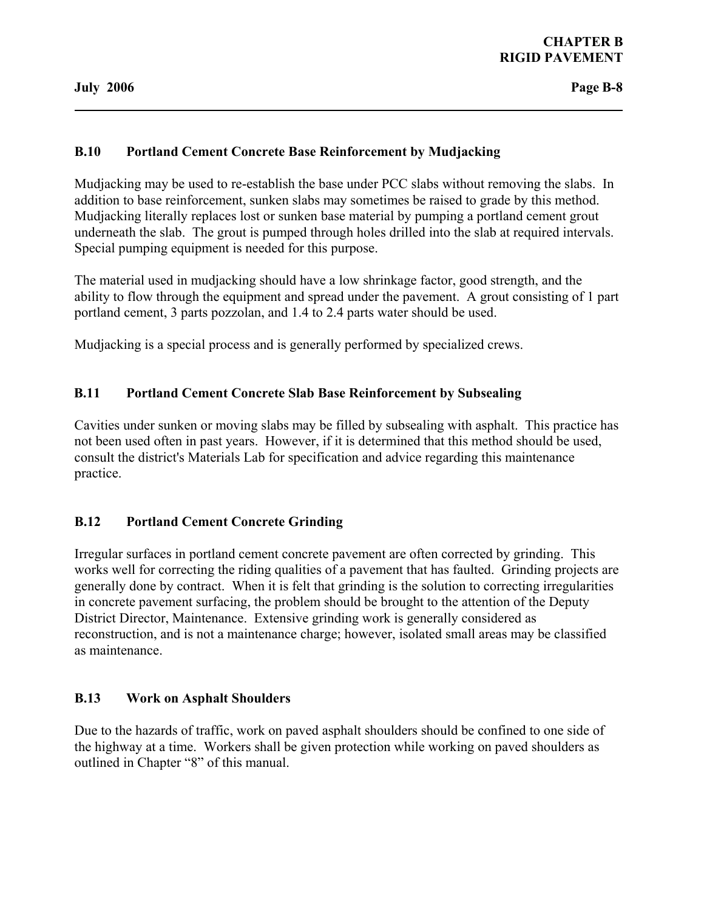## B.10 Portland Cement Concrete Base Reinforcement by Mudjacking

Mudjacking may be used to re-establish the base under PCC slabs without removing the slabs. In addition to base reinforcement, sunken slabs may sometimes be raised to grade by this method. Mudjacking literally replaces lost or sunken base material by pumping a portland cement grout underneath the slab. The grout is pumped through holes drilled into the slab at required intervals. Special pumping equipment is needed for this purpose.

The material used in mudjacking should have a low shrinkage factor, good strength, and the ability to flow through the equipment and spread under the pavement. A grout consisting of 1 part portland cement, 3 parts pozzolan, and 1.4 to 2.4 parts water should be used.

Mudjacking is a special process and is generally performed by specialized crews.

## B.11 Portland Cement Concrete Slab Base Reinforcement by Subsealing

Cavities under sunken or moving slabs may be filled by subsealing with asphalt. This practice has not been used often in past years. However, if it is determined that this method should be used, consult the district's Materials Lab for specification and advice regarding this maintenance practice.

## B.12 Portland Cement Concrete Grinding

Irregular surfaces in portland cement concrete pavement are often corrected by grinding. This works well for correcting the riding qualities of a pavement that has faulted. Grinding projects are generally done by contract. When it is felt that grinding is the solution to correcting irregularities in concrete pavement surfacing, the problem should be brought to the attention of the Deputy District Director, Maintenance. Extensive grinding work is generally considered as reconstruction, and is not a maintenance charge; however, isolated small areas may be classified as maintenance.

## B.13 Work on Asphalt Shoulders

Due to the hazards of traffic, work on paved asphalt shoulders should be confined to one side of the highway at a time. Workers shall be given protection while working on paved shoulders as outlined in Chapter "8" of this manual.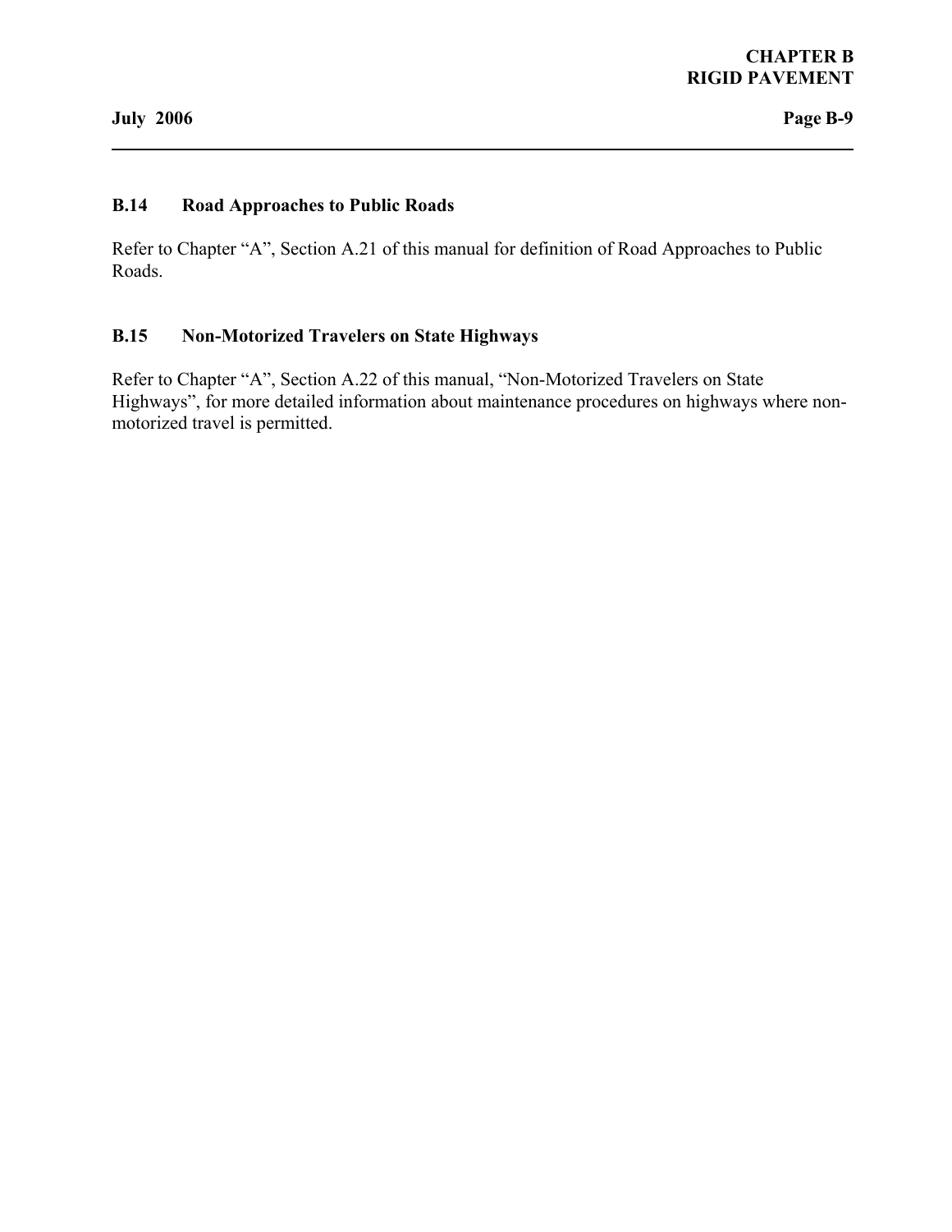## B.14 Road Approaches to Public Roads

Refer to Chapter "A", Section A.21 of this manual for definition of Road Approaches to Public Roads.

## B.15 Non-Motorized Travelers on State Highways

Refer to Chapter "A", Section A.22 of this manual, "Non-Motorized Travelers on State Highways", for more detailed information about maintenance procedures on highways where non-motorized travel is permitted.